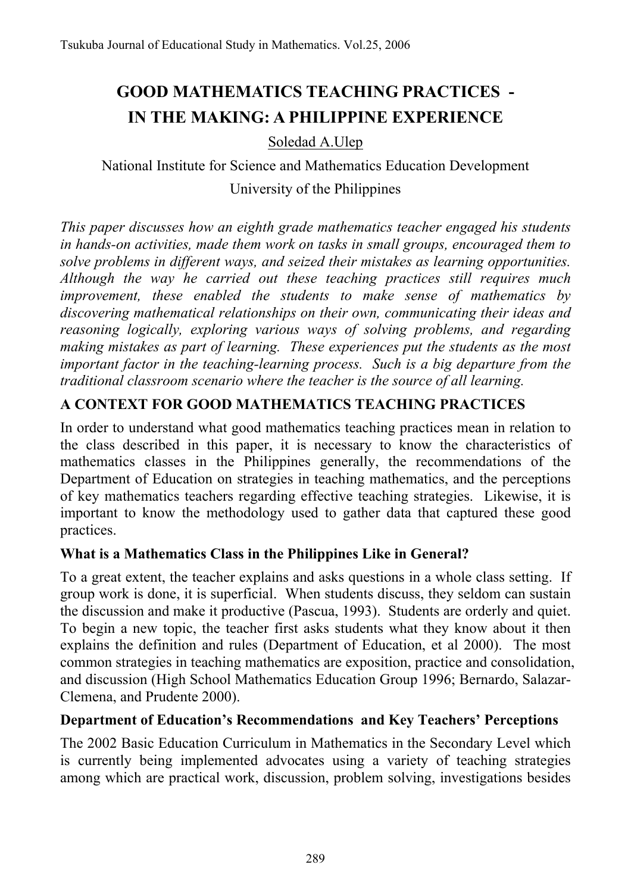# GOOD MATHEMATICS TEACHING PRACTICES - IN THE MAKING: A PHILIPPINE EXPERIENCE

Soledad A.Ulep

National Institute for Science and Mathematics Education Development

University of the Philippines

*This paper discusses how an eighth grade mathematics teacher engaged his students in hands-on activities, made them work on tasks in small groups, encouraged them to solve problems in different ways, and seized their mistakes as learning opportunities. Although the way he carried out these teaching practices still requires much improvement, these enabled the students to make sense of mathematics by discovering mathematical relationships on their own, communicating their ideas and reasoning logically, exploring various ways of solving problems, and regarding making mistakes as part of learning. These experiences put the students as the most important factor in the teaching-learning process. Such is a big departure from the traditional classroom scenario where the teacher is the source of all learning.*

## A CONTEXT FOR GOOD MATHEMATICS TEACHING PRACTICES

In order to understand what good mathematics teaching practices mean in relation to the class described in this paper, it is necessary to know the characteristics of mathematics classes in the Philippines generally, the recommendations of the Department of Education on strategies in teaching mathematics, and the perceptions of key mathematics teachers regarding effective teaching strategies. Likewise, it is important to know the methodology used to gather data that captured these good practices.

### What is a Mathematics Class in the Philippines Like in General?

To a great extent, the teacher explains and asks questions in a whole class setting. If group work is done, it is superficial. When students discuss, they seldom can sustain the discussion and make it productive (Pascua, 1993). Students are orderly and quiet. To begin a new topic, the teacher first asks students what they know about it then explains the definition and rules (Department of Education, et al 2000). The most common strategies in teaching mathematics are exposition, practice and consolidation, and discussion (High School Mathematics Education Group 1996; Bernardo, Salazar-Clemena, and Prudente 2000).

### Department of Education's Recommendations and Key Teachers' Perceptions

The 2002 Basic Education Curriculum in Mathematics in the Secondary Level which is currently being implemented advocates using a variety of teaching strategies among which are practical work, discussion, problem solving, investigations besides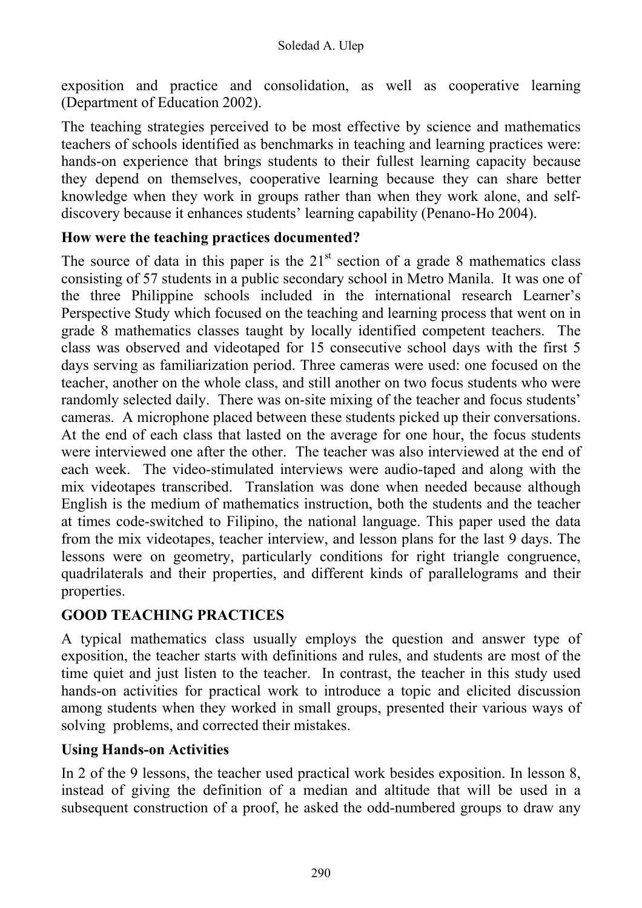exposition and practice and consolidation, as well as cooperative learning (Department of Education 2002).

The teaching strategies perceived to be most effective by science and mathematics teachers of schools identified as benchmarks in teaching and learning practices were: hands-on experience that brings students to their fullest learning capacity because they depend on themselves, cooperative learning because they can share better knowledge when they work in groups rather than when they work alone, and self-discovery because it enhances students' learning capability (Penano-Ho 2004).

### How were the teaching practices documented?

The source of data in this paper is the 21st section of a grade 8 mathematics class consisting of 57 students in a public secondary school in Metro Manila. It was one of the three Philippine schools included in the international research Learner's Perspective Study which focused on the teaching and learning process that went on in grade 8 mathematics classes taught by locally identified competent teachers. The class was observed and videotaped for 15 consecutive school days with the first 5 days serving as familiarization period. Three cameras were used: one focused on the teacher, another on the whole class, and still another on two focus students who were randomly selected daily. There was on-site mixing of the teacher and focus students' cameras. A microphone placed between these students picked up their conversations. At the end of each class that lasted on the average for one hour, the focus students were interviewed one after the other. The teacher was also interviewed at the end of each week. The video-stimulated interviews were audio-taped and along with the mix videotapes transcribed. Translation was done when needed because although English is the medium of mathematics instruction, both the students and the teacher at times code-switched to Filipino, the national language. This paper used the data from the mix videotapes, teacher interview, and lesson plans for the last 9 days. The lessons were on geometry, particularly conditions for right triangle congruence, quadrilaterals and their properties, and different kinds of parallelograms and their properties.

## GOOD TEACHING PRACTICES

A typical mathematics class usually employs the question and answer type of exposition, the teacher starts with definitions and rules, and students are most of the time quiet and just listen to the teacher. In contrast, the teacher in this study used hands-on activities for practical work to introduce a topic and elicited discussion among students when they worked in small groups, presented their various ways of solving problems, and corrected their mistakes.

### Using Hands-on Activities

In 2 of the 9 lessons, the teacher used practical work besides exposition. In lesson 8, instead of giving the definition of a median and altitude that will be used in a subsequent construction of a proof, he asked the odd-numbered groups to draw any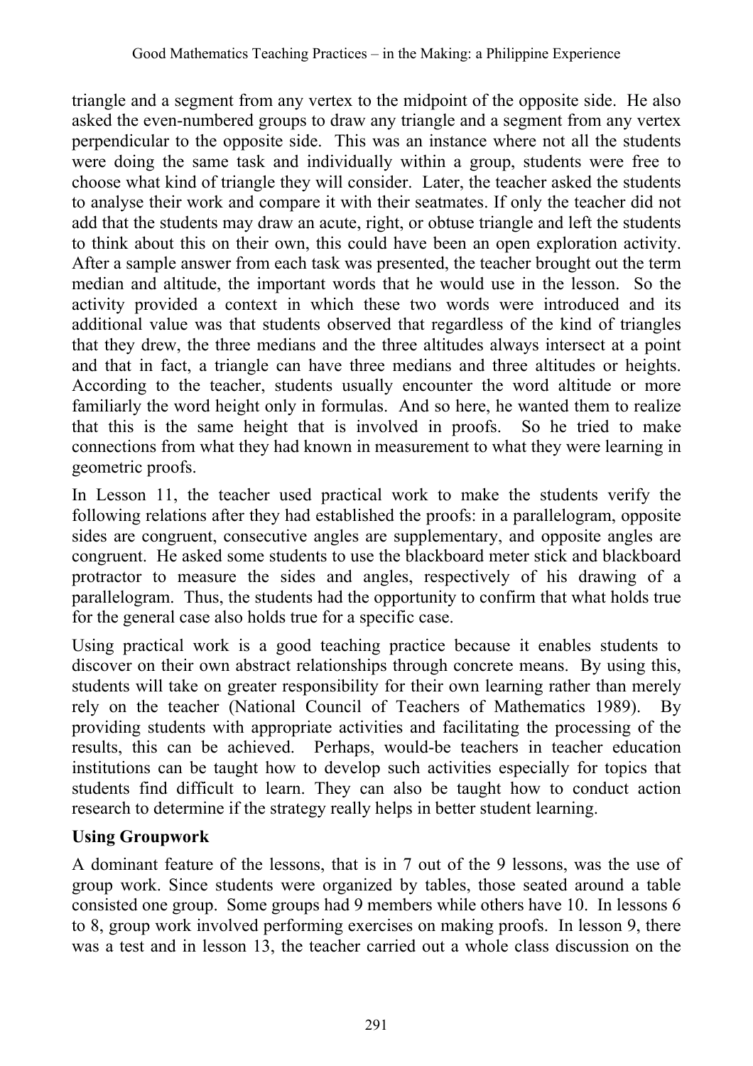triangle and a segment from any vertex to the midpoint of the opposite side. He also asked the even-numbered groups to draw any triangle and a segment from any vertex perpendicular to the opposite side. This was an instance where not all the students were doing the same task and individually within a group, students were free to choose what kind of triangle they will consider. Later, the teacher asked the students to analyse their work and compare it with their seatmates. If only the teacher did not add that the students may draw an acute, right, or obtuse triangle and left the students to think about this on their own, this could have been an open exploration activity. After a sample answer from each task was presented, the teacher brought out the term median and altitude, the important words that he would use in the lesson. So the activity provided a context in which these two words were introduced and its additional value was that students observed that regardless of the kind of triangles that they drew, the three medians and the three altitudes always intersect at a point and that in fact, a triangle can have three medians and three altitudes or heights. According to the teacher, students usually encounter the word altitude or more familiarly the word height only in formulas. And so here, he wanted them to realize that this is the same height that is involved in proofs. So he tried to make connections from what they had known in measurement to what they were learning in geometric proofs.

In Lesson 11, the teacher used practical work to make the students verify the following relations after they had established the proofs: in a parallelogram, opposite sides are congruent, consecutive angles are supplementary, and opposite angles are congruent. He asked some students to use the blackboard meter stick and blackboard protractor to measure the sides and angles, respectively of his drawing of a parallelogram. Thus, the students had the opportunity to confirm that what holds true for the general case also holds true for a specific case.

Using practical work is a good teaching practice because it enables students to discover on their own abstract relationships through concrete means. By using this, students will take on greater responsibility for their own learning rather than merely rely on the teacher (National Council of Teachers of Mathematics 1989). By providing students with appropriate activities and facilitating the processing of the results, this can be achieved. Perhaps, would-be teachers in teacher education institutions can be taught how to develop such activities especially for topics that students find difficult to learn. They can also be taught how to conduct action research to determine if the strategy really helps in better student learning.

### Using Groupwork

A dominant feature of the lessons, that is in 7 out of the 9 lessons, was the use of group work. Since students were organized by tables, those seated around a table consisted one group. Some groups had 9 members while others have 10. In lessons 6 to 8, group work involved performing exercises on making proofs. In lesson 9, there was a test and in lesson 13, the teacher carried out a whole class discussion on the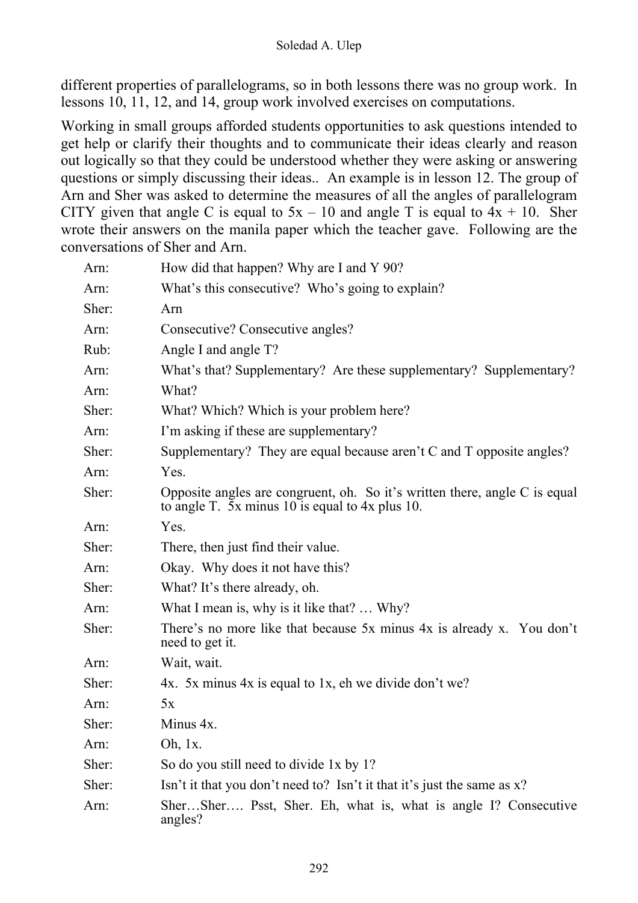different properties of parallelograms, so in both lessons there was no group work. In lessons 10, 11, 12, and 14, group work involved exercises on computations.

Working in small groups afforded students opportunities to ask questions intended to get help or clarify their thoughts and to communicate their ideas clearly and reason out logically so that they could be understood whether they were asking or answering questions or simply discussing their ideas.. An example is in lesson 12. The group of Arn and Sher was asked to determine the measures of all the angles of parallelogram CITY given that angle C is equal to $5x – 10$ and angle T is equal to $4x + 10$. Sher wrote their answers on the manila paper which the teacher gave. Following are the conversations of Sher and Arn.

| | |
|---|---|
| Arn: | How did that happen? Why are I and Y 90? |
| Arn: | What's this consecutive? Who's going to explain? |
| Sher: | Arn |
| Arn: | Consecutive? Consecutive angles? |
| Rub: | Angle I and angle T? |
| Arn: | What's that? Supplementary? Are these supplementary? Supplementary? |
| Arn: | What? |
| Sher: | What? Which? Which is your problem here? |
| Arn: | I'm asking if these are supplementary? |
| Sher: | Supplementary? They are equal because aren't C and T opposite angles? |
| Arn: | Yes. |
| Sher: | Opposite angles are congruent, oh. So it's written there, angle C is equal to angle T. 5x minus 10 is equal to 4x plus 10. |
| Arn: | Yes. |
| Sher: | There, then just find their value. |
| Arn: | Okay. Why does it not have this? |
| Sher: | What? It's there already, oh. |
| Arn: | What I mean is, why is it like that? … Why? |
| Sher: | There's no more like that because 5x minus 4x is already x. You don't need to get it. |
| Arn: | Wait, wait. |
| Sher: | 4x. 5x minus 4x is equal to 1x, eh we divide don't we? |
| Arn: | 5x |
| Sher: | Minus 4x. |
| Arn: | Oh, 1x. |
| Sher: | So do you still need to divide 1x by 1? |
| Sher: | Isn't it that you don't need to? Isn't it that it's just the same as x? |
| Arn: | Sher…Sher…. Psst, Sher. Eh, what is, what is angle I? Consecutive angles? |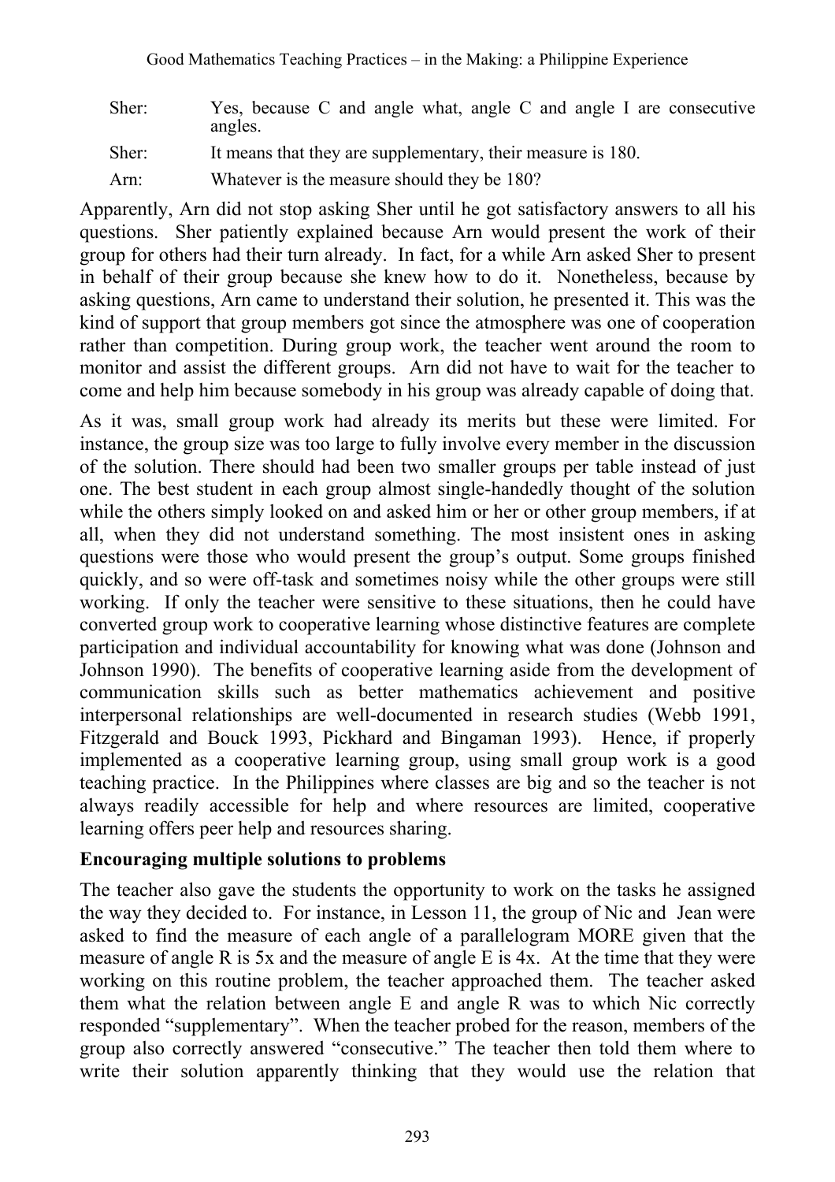Sher: Yes, because C and angle what, angle C and angle I are consecutive angles.

Sher: It means that they are supplementary, their measure is 180.

Arn: Whatever is the measure should they be 180?

Apparently, Arn did not stop asking Sher until he got satisfactory answers to all his questions. Sher patiently explained because Arn would present the work of their group for others had their turn already. In fact, for a while Arn asked Sher to present in behalf of their group because she knew how to do it. Nonetheless, because by asking questions, Arn came to understand their solution, he presented it. This was the kind of support that group members got since the atmosphere was one of cooperation rather than competition. During group work, the teacher went around the room to monitor and assist the different groups. Arn did not have to wait for the teacher to come and help him because somebody in his group was already capable of doing that.

As it was, small group work had already its merits but these were limited. For instance, the group size was too large to fully involve every member in the discussion of the solution. There should had been two smaller groups per table instead of just one. The best student in each group almost single-handedly thought of the solution while the others simply looked on and asked him or her or other group members, if at all, when they did not understand something. The most insistent ones in asking questions were those who would present the group's output. Some groups finished quickly, and so were off-task and sometimes noisy while the other groups were still working. If only the teacher were sensitive to these situations, then he could have converted group work to cooperative learning whose distinctive features are complete participation and individual accountability for knowing what was done (Johnson and Johnson 1990). The benefits of cooperative learning aside from the development of communication skills such as better mathematics achievement and positive interpersonal relationships are well-documented in research studies (Webb 1991, Fitzgerald and Bouck 1993, Pickhard and Bingaman 1993). Hence, if properly implemented as a cooperative learning group, using small group work is a good teaching practice. In the Philippines where classes are big and so the teacher is not always readily accessible for help and where resources are limited, cooperative learning offers peer help and resources sharing.

### Encouraging multiple solutions to problems

The teacher also gave the students the opportunity to work on the tasks he assigned the way they decided to. For instance, in Lesson 11, the group of Nic and Jean were asked to find the measure of each angle of a parallelogram MORE given that the measure of angle R is 5x and the measure of angle E is 4x. At the time that they were working on this routine problem, the teacher approached them. The teacher asked them what the relation between angle E and angle R was to which Nic correctly responded "supplementary". When the teacher probed for the reason, members of the group also correctly answered "consecutive." The teacher then told them where to write their solution apparently thinking that they would use the relation that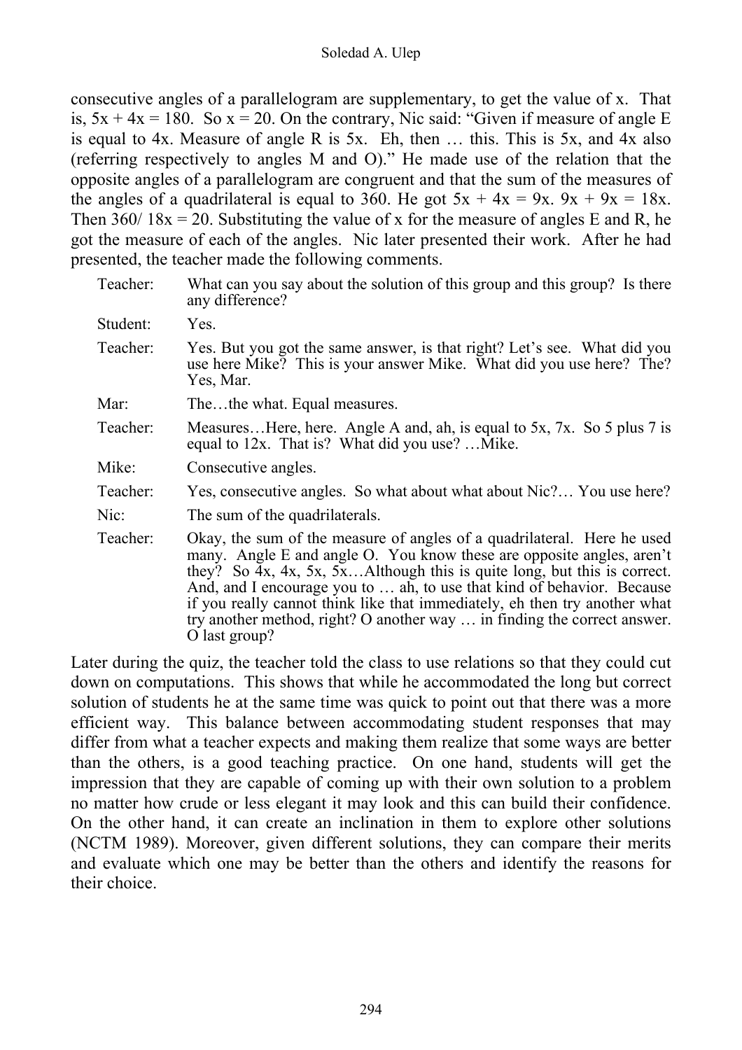consecutive angles of a parallelogram are supplementary, to get the value of x. That is, $5x + 4x = 180$. So $x = 20$. On the contrary, Nic said: "Given if measure of angle E is equal to 4x. Measure of angle R is 5x. Eh, then … this. This is 5x, and 4x also (referring respectively to angles M and O)." He made use of the relation that the opposite angles of a parallelogram are congruent and that the sum of the measures of the angles of a quadrilateral is equal to 360. He got $5x + 4x = 9x$. $9x + 9x = 18x$. Then $360/ 18x = 20$. Substituting the value of x for the measure of angles E and R, he got the measure of each of the angles. Nic later presented their work. After he had presented, the teacher made the following comments.

| | |
|---|---|
| Teacher: | What can you say about the solution of this group and this group? Is there any difference? |
| Student: | Yes. |
| Teacher: | Yes. But you got the same answer, is that right? Let's see. What did you use here Mike? This is your answer Mike. What did you use here? The? Yes, Mar. |
| Mar: | The…the what. Equal measures. |
| Teacher: | Measures…Here, here. Angle A and, ah, is equal to 5x, 7x. So 5 plus 7 is equal to 12x. That is? What did you use? …Mike. |
| Mike: | Consecutive angles. |
| Teacher: | Yes, consecutive angles. So what about what about Nic?… You use here? |
| Nic: | The sum of the quadrilaterals. |
| Teacher: | Okay, the sum of the measure of angles of a quadrilateral. Here he used many. Angle E and angle O. You know these are opposite angles, aren't they? So 4x, 4x, 5x, 5x…Although this is quite long, but this is correct. And, and I encourage you to … ah, to use that kind of behavior. Because if you really cannot think like that immediately, eh then try another what try another method, right? O another way … in finding the correct answer. O last group? |

Later during the quiz, the teacher told the class to use relations so that they could cut down on computations. This shows that while he accommodated the long but correct solution of students he at the same time was quick to point out that there was a more efficient way. This balance between accommodating student responses that may differ from what a teacher expects and making them realize that some ways are better than the others, is a good teaching practice. On one hand, students will get the impression that they are capable of coming up with their own solution to a problem no matter how crude or less elegant it may look and this can build their confidence. On the other hand, it can create an inclination in them to explore other solutions (NCTM 1989). Moreover, given different solutions, they can compare their merits and evaluate which one may be better than the others and identify the reasons for their choice.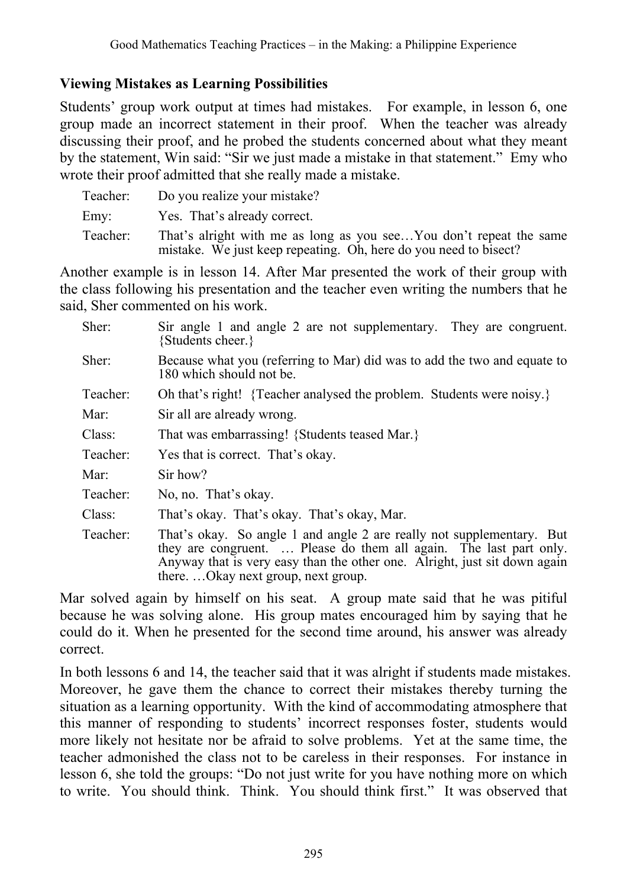### Viewing Mistakes as Learning Possibilities

Students' group work output at times had mistakes. For example, in lesson 6, one group made an incorrect statement in their proof. When the teacher was already discussing their proof, and he probed the students concerned about what they meant by the statement, Win said: "Sir we just made a mistake in that statement." Emy who wrote their proof admitted that she really made a mistake.

| | |
|---|---|
| Teacher: | Do you realize your mistake? |
| Emy: | Yes. That's already correct. |
| Teacher: | That's alright with me as long as you see…You don't repeat the same mistake. We just keep repeating. Oh, here do you need to bisect? |

Another example is in lesson 14. After Mar presented the work of their group with the class following his presentation and the teacher even writing the numbers that he said, Sher commented on his work.

| | |
|---|---|
| Sher: | Sir angle 1 and angle 2 are not supplementary. They are congruent. {Students cheer.} |
| Sher: | Because what you (referring to Mar) did was to add the two and equate to 180 which should not be. |
| Teacher: | Oh that's right! {Teacher analysed the problem. Students were noisy.} |
| Mar: | Sir all are already wrong. |
| Class: | That was embarrassing! {Students teased Mar.} |
| Teacher: | Yes that is correct. That's okay. |
| Mar: | Sir how? |
| Teacher: | No, no. That's okay. |
| Class: | That's okay. That's okay. That's okay, Mar. |
| Teacher: | That's okay. So angle 1 and angle 2 are really not supplementary. But they are congruent. … Please do them all again. The last part only. Anyway that is very easy than the other one. Alright, just sit down again there. …Okay next group, next group. |

Mar solved again by himself on his seat. A group mate said that he was pitiful because he was solving alone. His group mates encouraged him by saying that he could do it. When he presented for the second time around, his answer was already correct.

In both lessons 6 and 14, the teacher said that it was alright if students made mistakes. Moreover, he gave them the chance to correct their mistakes thereby turning the situation as a learning opportunity. With the kind of accommodating atmosphere that this manner of responding to students' incorrect responses foster, students would more likely not hesitate nor be afraid to solve problems. Yet at the same time, the teacher admonished the class not to be careless in their responses. For instance in lesson 6, she told the groups: "Do not just write for you have nothing more on which to write. You should think. Think. You should think first." It was observed that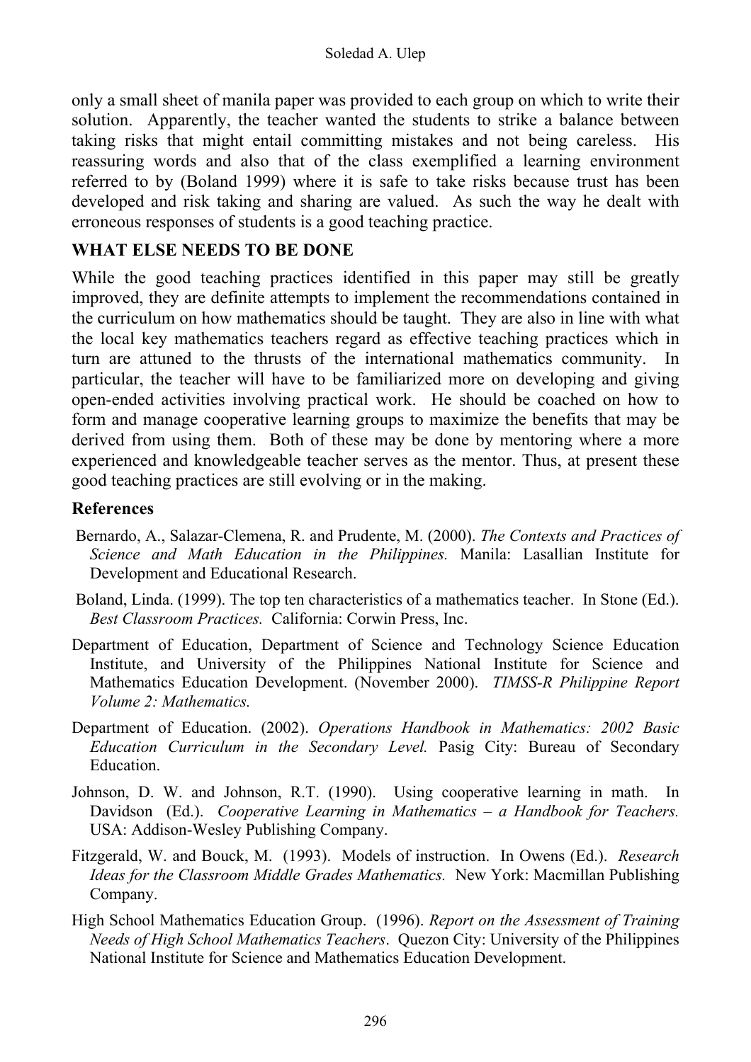only a small sheet of manila paper was provided to each group on which to write their solution. Apparently, the teacher wanted the students to strike a balance between taking risks that might entail committing mistakes and not being careless. His reassuring words and also that of the class exemplified a learning environment referred to by (Boland 1999) where it is safe to take risks because trust has been developed and risk taking and sharing are valued. As such the way he dealt with erroneous responses of students is a good teaching practice.

## WHAT ELSE NEEDS TO BE DONE

While the good teaching practices identified in this paper may still be greatly improved, they are definite attempts to implement the recommendations contained in the curriculum on how mathematics should be taught. They are also in line with what the local key mathematics teachers regard as effective teaching practices which in turn are attuned to the thrusts of the international mathematics community. In particular, the teacher will have to be familiarized more on developing and giving open-ended activities involving practical work. He should be coached on how to form and manage cooperative learning groups to maximize the benefits that may be derived from using them. Both of these may be done by mentoring where a more experienced and knowledgeable teacher serves as the mentor. Thus, at present these good teaching practices are still evolving or in the making.

## References

Bernardo, A., Salazar-Clemena, R. and Prudente, M. (2000). *The Contexts and Practices of Science and Math Education in the Philippines.* Manila: Lasallian Institute for Development and Educational Research.

Boland, Linda. (1999). The top ten characteristics of a mathematics teacher. In Stone (Ed.). *Best Classroom Practices.* California: Corwin Press, Inc.

Department of Education, Department of Science and Technology Science Education Institute, and University of the Philippines National Institute for Science and Mathematics Education Development. (November 2000). *TIMSS-R Philippine Report Volume 2: Mathematics.*

Department of Education. (2002). *Operations Handbook in Mathematics: 2002 Basic Education Curriculum in the Secondary Level.* Pasig City: Bureau of Secondary Education.

Johnson, D. W. and Johnson, R.T. (1990). Using cooperative learning in math. In Davidson (Ed.). *Cooperative Learning in Mathematics – a Handbook for Teachers.* USA: Addison-Wesley Publishing Company.

Fitzgerald, W. and Bouck, M. (1993). Models of instruction. In Owens (Ed.). *Research Ideas for the Classroom Middle Grades Mathematics.* New York: Macmillan Publishing Company.

High School Mathematics Education Group. (1996). *Report on the Assessment of Training Needs of High School Mathematics Teachers*. Quezon City: University of the Philippines National Institute for Science and Mathematics Education Development.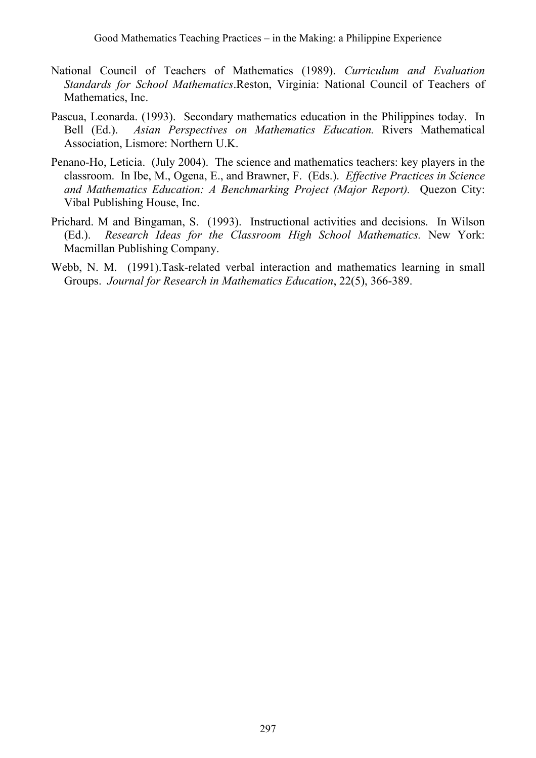National Council of Teachers of Mathematics (1989). *Curriculum and Evaluation Standards for School Mathematics*.Reston, Virginia: National Council of Teachers of Mathematics, Inc.

Pascua, Leonarda. (1993). Secondary mathematics education in the Philippines today. In Bell (Ed.). *Asian Perspectives on Mathematics Education.* Rivers Mathematical Association, Lismore: Northern U.K.

Penano-Ho, Leticia. (July 2004). The science and mathematics teachers: key players in the classroom. In Ibe, M., Ogena, E., and Brawner, F. (Eds.). *Effective Practices in Science and Mathematics Education: A Benchmarking Project (Major Report).* Quezon City: Vibal Publishing House, Inc.

Prichard. M and Bingaman, S. (1993). Instructional activities and decisions. In Wilson (Ed.). *Research Ideas for the Classroom High School Mathematics.* New York: Macmillan Publishing Company.

Webb, N. M. (1991).Task-related verbal interaction and mathematics learning in small Groups. *Journal for Research in Mathematics Education*, 22(5), 366-389.